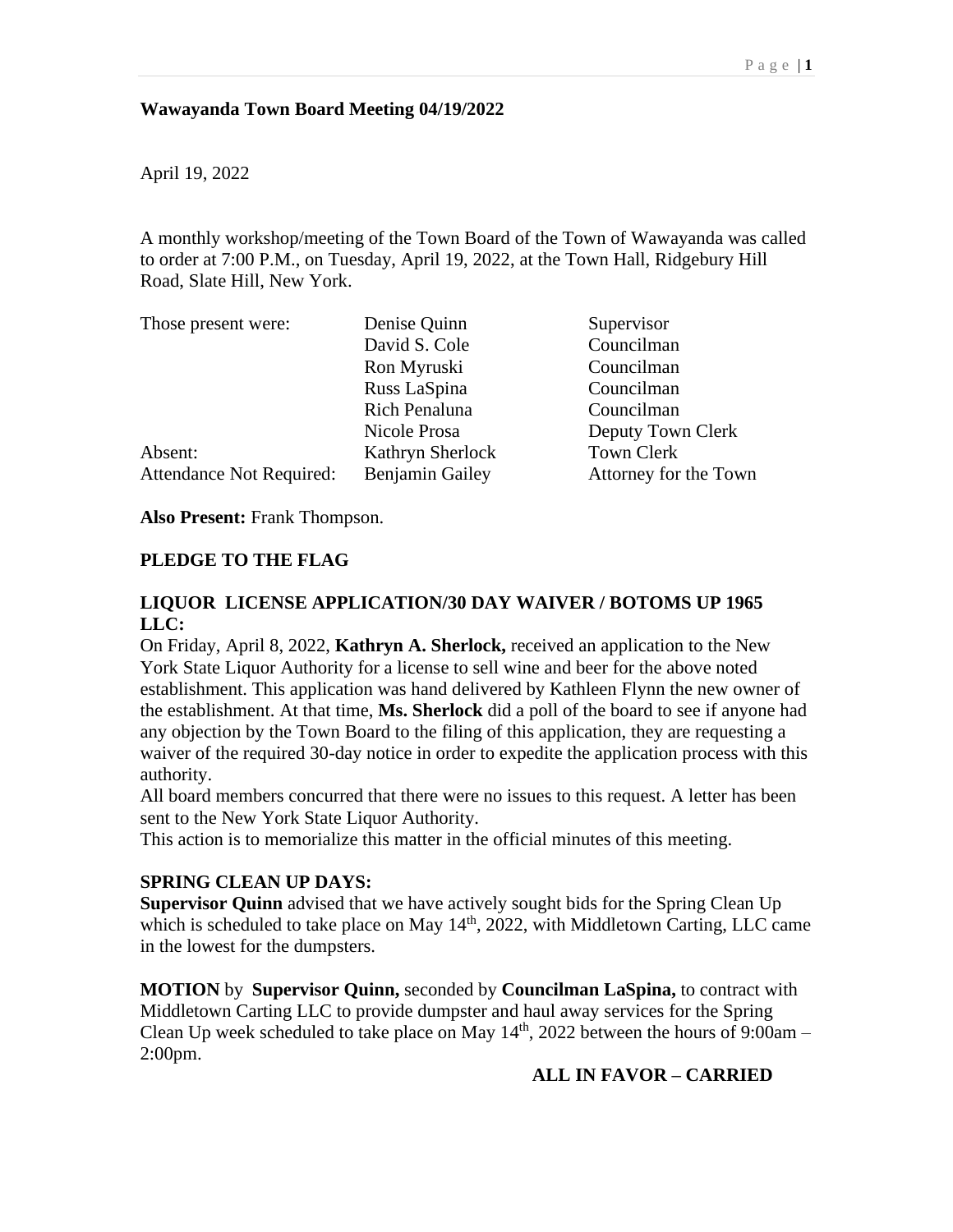## Wawayanda Town Board Meeting 04/19/2022

April 19, 2022

A monthly workshop/meeting of the Town Board of the Town of Wawayanda was called to order at 7:00 P.M., on Tuesday, April 19, 2022, at the Town Hall, Ridgebury Hill Road, Slate Hill, New York.

| | | |
|---|---|---|
| Those present were: | Denise Quinn | Supervisor |
| | David S. Cole | Councilman |
| | Ron Myruski | Councilman |
| | Russ LaSpina | Councilman |
| | Rich Penaluna | Councilman |
| | Nicole Prosa | Deputy Town Clerk |
| Absent: | Kathryn Sherlock | Town Clerk |
| Attendance Not Required: | Benjamin Gailey | Attorney for the Town |

**Also Present:** Frank Thompson.

### PLEDGE TO THE FLAG

### LIQUOR LICENSE APPLICATION/30 DAY WAIVER / BOTOMS UP 1965 LLC:

On Friday, April 8, 2022, **Kathryn A. Sherlock,** received an application to the New York State Liquor Authority for a license to sell wine and beer for the above noted establishment. This application was hand delivered by Kathleen Flynn the new owner of the establishment. At that time, **Ms. Sherlock** did a poll of the board to see if anyone had any objection by the Town Board to the filing of this application, they are requesting a waiver of the required 30-day notice in order to expedite the application process with this authority.

All board members concurred that there were no issues to this request. A letter has been sent to the New York State Liquor Authority.

This action is to memorialize this matter in the official minutes of this meeting.

### SPRING CLEAN UP DAYS:

**Supervisor Quinn** advised that we have actively sought bids for the Spring Clean Up which is scheduled to take place on May 14th, 2022, with Middletown Carting, LLC came in the lowest for the dumpsters.

**MOTION** by **Supervisor Quinn,** seconded by **Councilman LaSpina,** to contract with Middletown Carting LLC to provide dumpster and haul away services for the Spring Clean Up week scheduled to take place on May 14th, 2022 between the hours of 9:00am – 2:00pm.

**ALL IN FAVOR – CARRIED**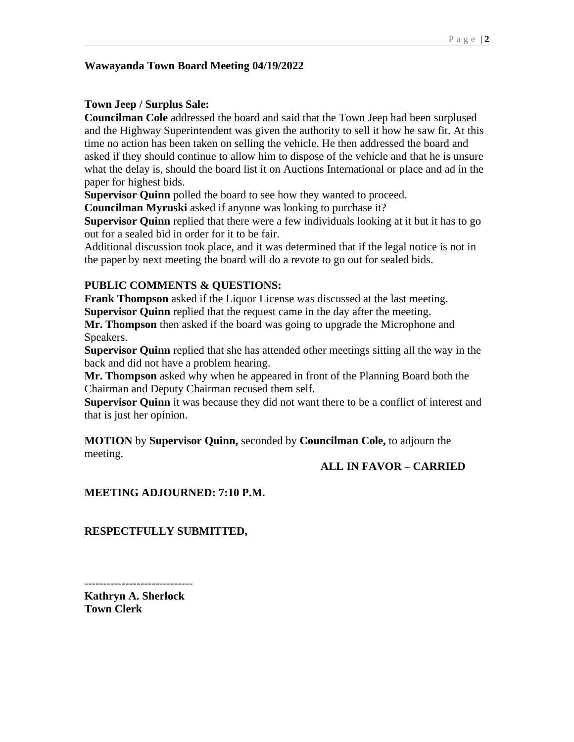**Wawayanda Town Board Meeting 04/19/2022**

**Town Jeep / Surplus Sale:**
**Councilman Cole** addressed the board and said that the Town Jeep had been surplused and the Highway Superintendent was given the authority to sell it how he saw fit. At this time no action has been taken on selling the vehicle. He then addressed the board and asked if they should continue to allow him to dispose of the vehicle and that he is unsure what the delay is, should the board list it on Auctions International or place and ad in the paper for highest bids.
**Supervisor Quinn** polled the board to see how they wanted to proceed.
**Councilman Myruski** asked if anyone was looking to purchase it?
**Supervisor Quinn** replied that there were a few individuals looking at it but it has to go out for a sealed bid in order for it to be fair.
Additional discussion took place, and it was determined that if the legal notice is not in the paper by next meeting the board will do a revote to go out for sealed bids.

**PUBLIC COMMENTS & QUESTIONS:**
**Frank Thompson** asked if the Liquor License was discussed at the last meeting.
**Supervisor Quinn** replied that the request came in the day after the meeting.
**Mr. Thompson** then asked if the board was going to upgrade the Microphone and Speakers.
**Supervisor Quinn** replied that she has attended other meetings sitting all the way in the back and did not have a problem hearing.
**Mr. Thompson** asked why when he appeared in front of the Planning Board both the Chairman and Deputy Chairman recused them self.
**Supervisor Quinn** it was because they did not want there to be a conflict of interest and that is just her opinion.

**MOTION** by **Supervisor Quinn,** seconded by **Councilman Cole,** to adjourn the meeting.

**ALL IN FAVOR – CARRIED**

**MEETING ADJOURNED: 7:10 P.M.**

**RESPECTFULLY SUBMITTED,**

-----------------------------
**Kathryn A. Sherlock**
**Town Clerk**